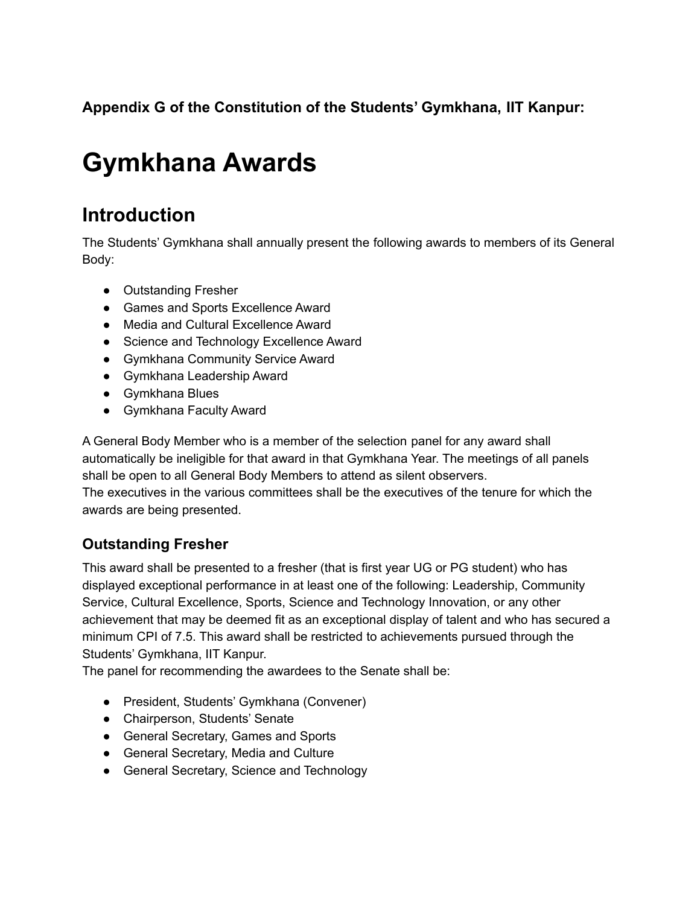**Appendix G of the Constitution of the Students' Gymkhana, IIT Kanpur:**

# Gymkhana Awards

## Introduction

The Students' Gymkhana shall annually present the following awards to members of its General Body:

- Outstanding Fresher
- Games and Sports Excellence Award
- Media and Cultural Excellence Award
- Science and Technology Excellence Award
- Gymkhana Community Service Award
- Gymkhana Leadership Award
- Gymkhana Blues
- Gymkhana Faculty Award

A General Body Member who is a member of the selection panel for any award shall automatically be ineligible for that award in that Gymkhana Year. The meetings of all panels shall be open to all General Body Members to attend as silent observers.
The executives in the various committees shall be the executives of the tenure for which the awards are being presented.

### Outstanding Fresher

This award shall be presented to a fresher (that is first year UG or PG student) who has displayed exceptional performance in at least one of the following: Leadership, Community Service, Cultural Excellence, Sports, Science and Technology Innovation, or any other achievement that may be deemed fit as an exceptional display of talent and who has secured a minimum CPI of 7.5. This award shall be restricted to achievements pursued through the Students' Gymkhana, IIT Kanpur.
The panel for recommending the awardees to the Senate shall be:

- President, Students' Gymkhana (Convener)
- Chairperson, Students' Senate
- General Secretary, Games and Sports
- General Secretary, Media and Culture
- General Secretary, Science and Technology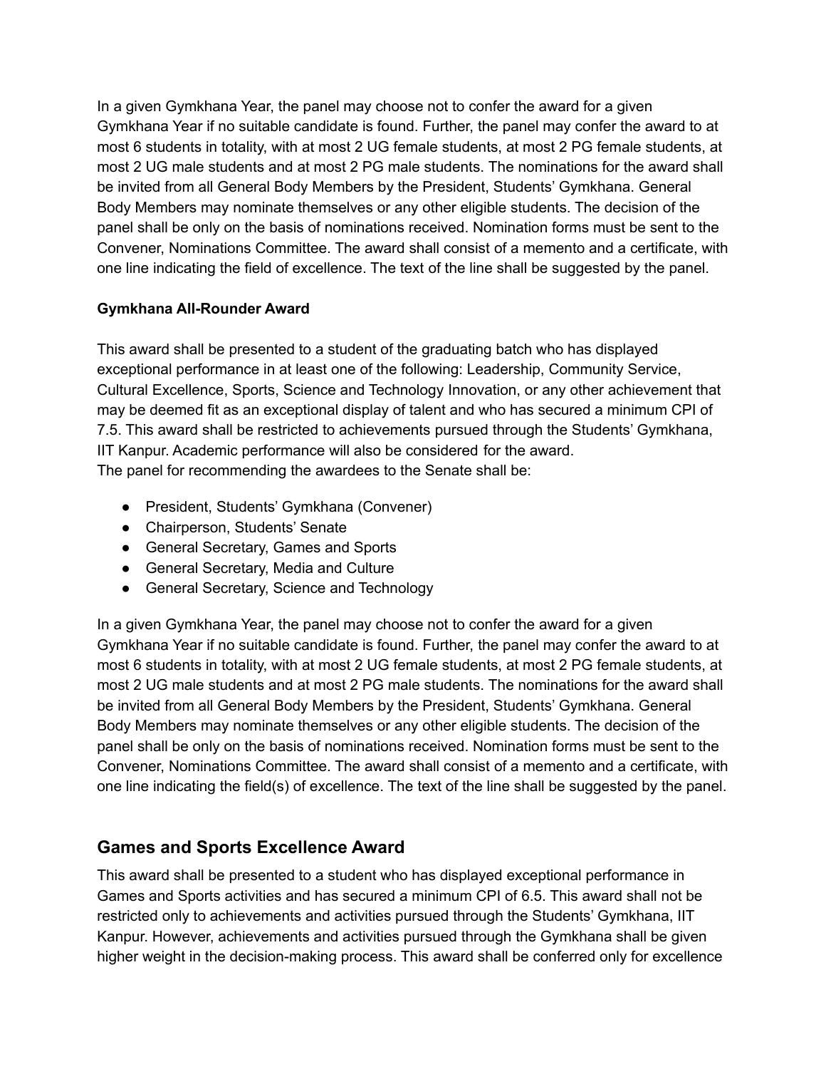In a given Gymkhana Year, the panel may choose not to confer the award for a given Gymkhana Year if no suitable candidate is found. Further, the panel may confer the award to at most 6 students in totality, with at most 2 UG female students, at most 2 PG female students, at most 2 UG male students and at most 2 PG male students. The nominations for the award shall be invited from all General Body Members by the President, Students' Gymkhana. General Body Members may nominate themselves or any other eligible students. The decision of the panel shall be only on the basis of nominations received. Nomination forms must be sent to the Convener, Nominations Committee. The award shall consist of a memento and a certificate, with one line indicating the field of excellence. The text of the line shall be suggested by the panel.

**Gymkhana All-Rounder Award**

This award shall be presented to a student of the graduating batch who has displayed exceptional performance in at least one of the following: Leadership, Community Service, Cultural Excellence, Sports, Science and Technology Innovation, or any other achievement that may be deemed fit as an exceptional display of talent and who has secured a minimum CPI of 7.5. This award shall be restricted to achievements pursued through the Students' Gymkhana, IIT Kanpur. Academic performance will also be considered for the award.
The panel for recommending the awardees to the Senate shall be:

- President, Students' Gymkhana (Convener)
- Chairperson, Students' Senate
- General Secretary, Games and Sports
- General Secretary, Media and Culture
- General Secretary, Science and Technology

In a given Gymkhana Year, the panel may choose not to confer the award for a given Gymkhana Year if no suitable candidate is found. Further, the panel may confer the award to at most 6 students in totality, with at most 2 UG female students, at most 2 PG female students, at most 2 UG male students and at most 2 PG male students. The nominations for the award shall be invited from all General Body Members by the President, Students' Gymkhana. General Body Members may nominate themselves or any other eligible students. The decision of the panel shall be only on the basis of nominations received. Nomination forms must be sent to the Convener, Nominations Committee. The award shall consist of a memento and a certificate, with one line indicating the field(s) of excellence. The text of the line shall be suggested by the panel.

## Games and Sports Excellence Award

This award shall be presented to a student who has displayed exceptional performance in Games and Sports activities and has secured a minimum CPI of 6.5. This award shall not be restricted only to achievements and activities pursued through the Students' Gymkhana, IIT Kanpur. However, achievements and activities pursued through the Gymkhana shall be given higher weight in the decision-making process. This award shall be conferred only for excellence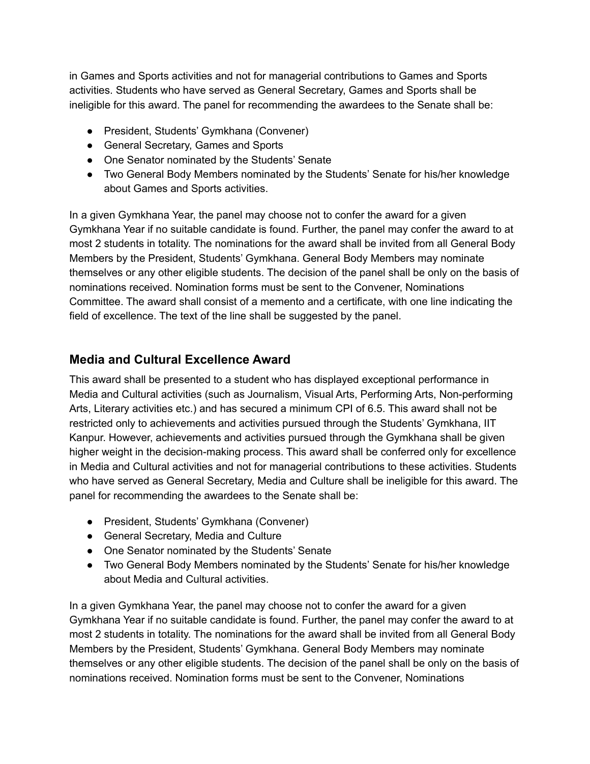in Games and Sports activities and not for managerial contributions to Games and Sports activities. Students who have served as General Secretary, Games and Sports shall be ineligible for this award. The panel for recommending the awardees to the Senate shall be:

- President, Students' Gymkhana (Convener)
- General Secretary, Games and Sports
- One Senator nominated by the Students' Senate
- Two General Body Members nominated by the Students' Senate for his/her knowledge about Games and Sports activities.

In a given Gymkhana Year, the panel may choose not to confer the award for a given Gymkhana Year if no suitable candidate is found. Further, the panel may confer the award to at most 2 students in totality. The nominations for the award shall be invited from all General Body Members by the President, Students' Gymkhana. General Body Members may nominate themselves or any other eligible students. The decision of the panel shall be only on the basis of nominations received. Nomination forms must be sent to the Convener, Nominations Committee. The award shall consist of a memento and a certificate, with one line indicating the field of excellence. The text of the line shall be suggested by the panel.

## Media and Cultural Excellence Award

This award shall be presented to a student who has displayed exceptional performance in Media and Cultural activities (such as Journalism, Visual Arts, Performing Arts, Non-performing Arts, Literary activities etc.) and has secured a minimum CPI of 6.5. This award shall not be restricted only to achievements and activities pursued through the Students' Gymkhana, IIT Kanpur. However, achievements and activities pursued through the Gymkhana shall be given higher weight in the decision-making process. This award shall be conferred only for excellence in Media and Cultural activities and not for managerial contributions to these activities. Students who have served as General Secretary, Media and Culture shall be ineligible for this award. The panel for recommending the awardees to the Senate shall be:

- President, Students' Gymkhana (Convener)
- General Secretary, Media and Culture
- One Senator nominated by the Students' Senate
- Two General Body Members nominated by the Students' Senate for his/her knowledge about Media and Cultural activities.

In a given Gymkhana Year, the panel may choose not to confer the award for a given Gymkhana Year if no suitable candidate is found. Further, the panel may confer the award to at most 2 students in totality. The nominations for the award shall be invited from all General Body Members by the President, Students' Gymkhana. General Body Members may nominate themselves or any other eligible students. The decision of the panel shall be only on the basis of nominations received. Nomination forms must be sent to the Convener, Nominations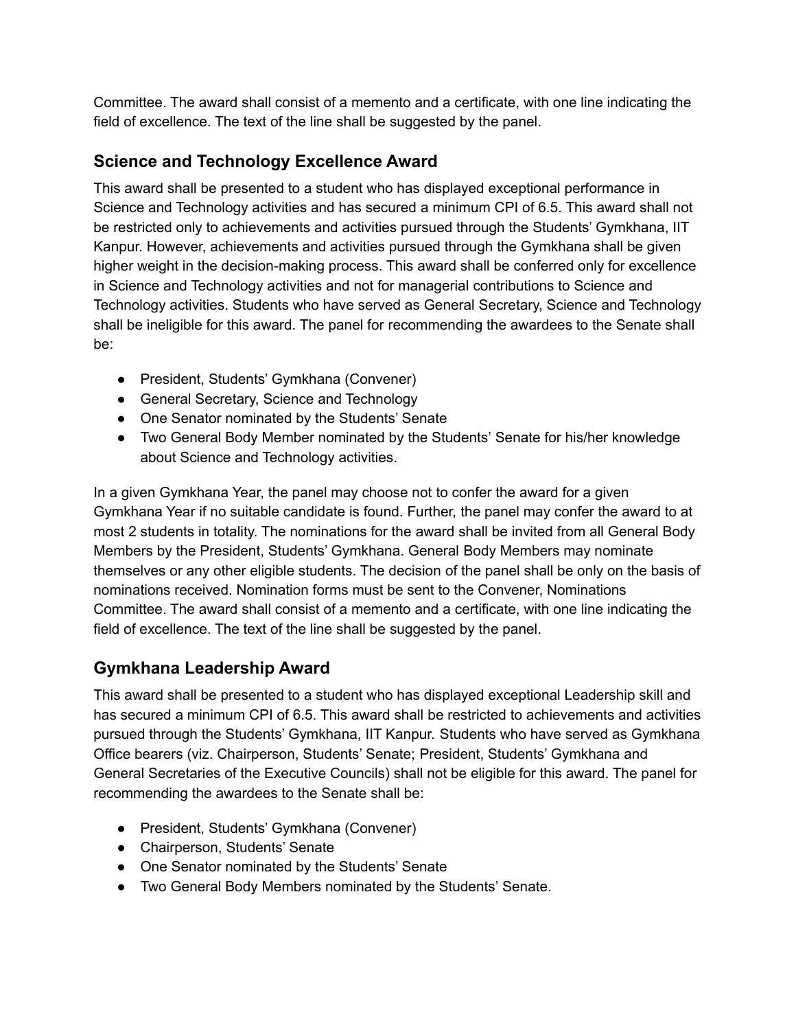Committee. The award shall consist of a memento and a certificate, with one line indicating the field of excellence. The text of the line shall be suggested by the panel.

## Science and Technology Excellence Award

This award shall be presented to a student who has displayed exceptional performance in Science and Technology activities and has secured a minimum CPI of 6.5. This award shall not be restricted only to achievements and activities pursued through the Students' Gymkhana, IIT Kanpur. However, achievements and activities pursued through the Gymkhana shall be given higher weight in the decision-making process. This award shall be conferred only for excellence in Science and Technology activities and not for managerial contributions to Science and Technology activities. Students who have served as General Secretary, Science and Technology shall be ineligible for this award. The panel for recommending the awardees to the Senate shall be:

- President, Students' Gymkhana (Convener)
- General Secretary, Science and Technology
- One Senator nominated by the Students' Senate
- Two General Body Member nominated by the Students' Senate for his/her knowledge about Science and Technology activities.

In a given Gymkhana Year, the panel may choose not to confer the award for a given Gymkhana Year if no suitable candidate is found. Further, the panel may confer the award to at most 2 students in totality. The nominations for the award shall be invited from all General Body Members by the President, Students' Gymkhana. General Body Members may nominate themselves or any other eligible students. The decision of the panel shall be only on the basis of nominations received. Nomination forms must be sent to the Convener, Nominations Committee. The award shall consist of a memento and a certificate, with one line indicating the field of excellence. The text of the line shall be suggested by the panel.

## Gymkhana Leadership Award

This award shall be presented to a student who has displayed exceptional Leadership skill and has secured a minimum CPI of 6.5. This award shall be restricted to achievements and activities pursued through the Students' Gymkhana, IIT Kanpur. Students who have served as Gymkhana Office bearers (viz. Chairperson, Students' Senate; President, Students' Gymkhana and General Secretaries of the Executive Councils) shall not be eligible for this award. The panel for recommending the awardees to the Senate shall be:

- President, Students' Gymkhana (Convener)
- Chairperson, Students' Senate
- One Senator nominated by the Students' Senate
- Two General Body Members nominated by the Students' Senate.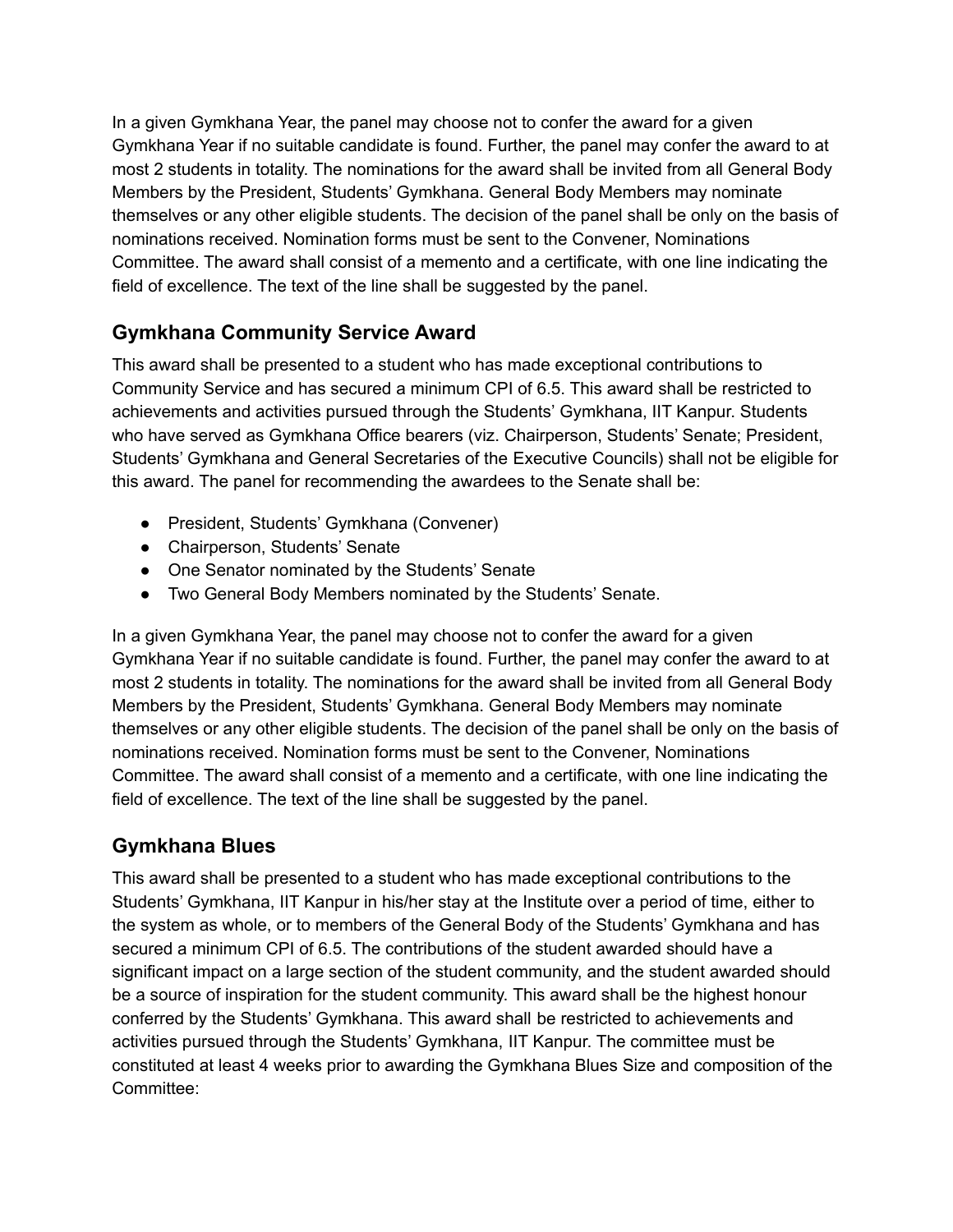In a given Gymkhana Year, the panel may choose not to confer the award for a given Gymkhana Year if no suitable candidate is found. Further, the panel may confer the award to at most 2 students in totality. The nominations for the award shall be invited from all General Body Members by the President, Students' Gymkhana. General Body Members may nominate themselves or any other eligible students. The decision of the panel shall be only on the basis of nominations received. Nomination forms must be sent to the Convener, Nominations Committee. The award shall consist of a memento and a certificate, with one line indicating the field of excellence. The text of the line shall be suggested by the panel.

## Gymkhana Community Service Award

This award shall be presented to a student who has made exceptional contributions to Community Service and has secured a minimum CPI of 6.5. This award shall be restricted to achievements and activities pursued through the Students' Gymkhana, IIT Kanpur. Students who have served as Gymkhana Office bearers (viz. Chairperson, Students' Senate; President, Students' Gymkhana and General Secretaries of the Executive Councils) shall not be eligible for this award. The panel for recommending the awardees to the Senate shall be:

- President, Students' Gymkhana (Convener)
- Chairperson, Students' Senate
- One Senator nominated by the Students' Senate
- Two General Body Members nominated by the Students' Senate.

In a given Gymkhana Year, the panel may choose not to confer the award for a given Gymkhana Year if no suitable candidate is found. Further, the panel may confer the award to at most 2 students in totality. The nominations for the award shall be invited from all General Body Members by the President, Students' Gymkhana. General Body Members may nominate themselves or any other eligible students. The decision of the panel shall be only on the basis of nominations received. Nomination forms must be sent to the Convener, Nominations Committee. The award shall consist of a memento and a certificate, with one line indicating the field of excellence. The text of the line shall be suggested by the panel.

## Gymkhana Blues

This award shall be presented to a student who has made exceptional contributions to the Students' Gymkhana, IIT Kanpur in his/her stay at the Institute over a period of time, either to the system as whole, or to members of the General Body of the Students' Gymkhana and has secured a minimum CPI of 6.5. The contributions of the student awarded should have a significant impact on a large section of the student community, and the student awarded should be a source of inspiration for the student community. This award shall be the highest honour conferred by the Students' Gymkhana. This award shall be restricted to achievements and activities pursued through the Students' Gymkhana, IIT Kanpur. The committee must be constituted at least 4 weeks prior to awarding the Gymkhana Blues Size and composition of the Committee: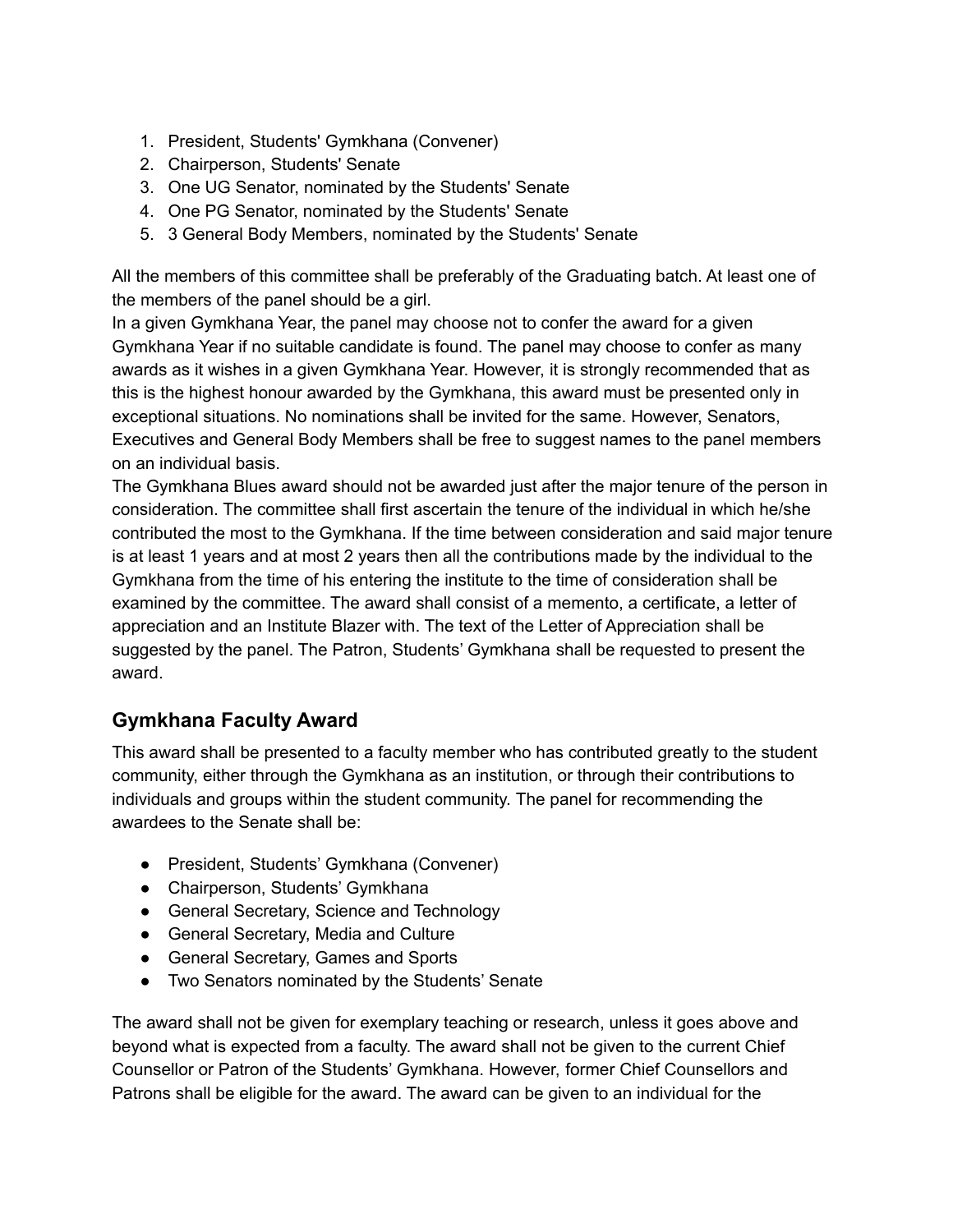1. President, Students' Gymkhana (Convener)
2. Chairperson, Students' Senate
3. One UG Senator, nominated by the Students' Senate
4. One PG Senator, nominated by the Students' Senate
5. 3 General Body Members, nominated by the Students' Senate

All the members of this committee shall be preferably of the Graduating batch. At least one of the members of the panel should be a girl.
In a given Gymkhana Year, the panel may choose not to confer the award for a given Gymkhana Year if no suitable candidate is found. The panel may choose to confer as many awards as it wishes in a given Gymkhana Year. However, it is strongly recommended that as this is the highest honour awarded by the Gymkhana, this award must be presented only in exceptional situations. No nominations shall be invited for the same. However, Senators, Executives and General Body Members shall be free to suggest names to the panel members on an individual basis.
The Gymkhana Blues award should not be awarded just after the major tenure of the person in consideration. The committee shall first ascertain the tenure of the individual in which he/she contributed the most to the Gymkhana. If the time between consideration and said major tenure is at least 1 years and at most 2 years then all the contributions made by the individual to the Gymkhana from the time of his entering the institute to the time of consideration shall be examined by the committee. The award shall consist of a memento, a certificate, a letter of appreciation and an Institute Blazer with. The text of the Letter of Appreciation shall be suggested by the panel. The Patron, Students' Gymkhana shall be requested to present the award.

## Gymkhana Faculty Award

This award shall be presented to a faculty member who has contributed greatly to the student community, either through the Gymkhana as an institution, or through their contributions to individuals and groups within the student community. The panel for recommending the awardees to the Senate shall be:

- President, Students' Gymkhana (Convener)
- Chairperson, Students' Gymkhana
- General Secretary, Science and Technology
- General Secretary, Media and Culture
- General Secretary, Games and Sports
- Two Senators nominated by the Students' Senate

The award shall not be given for exemplary teaching or research, unless it goes above and beyond what is expected from a faculty. The award shall not be given to the current Chief Counsellor or Patron of the Students' Gymkhana. However, former Chief Counsellors and Patrons shall be eligible for the award. The award can be given to an individual for the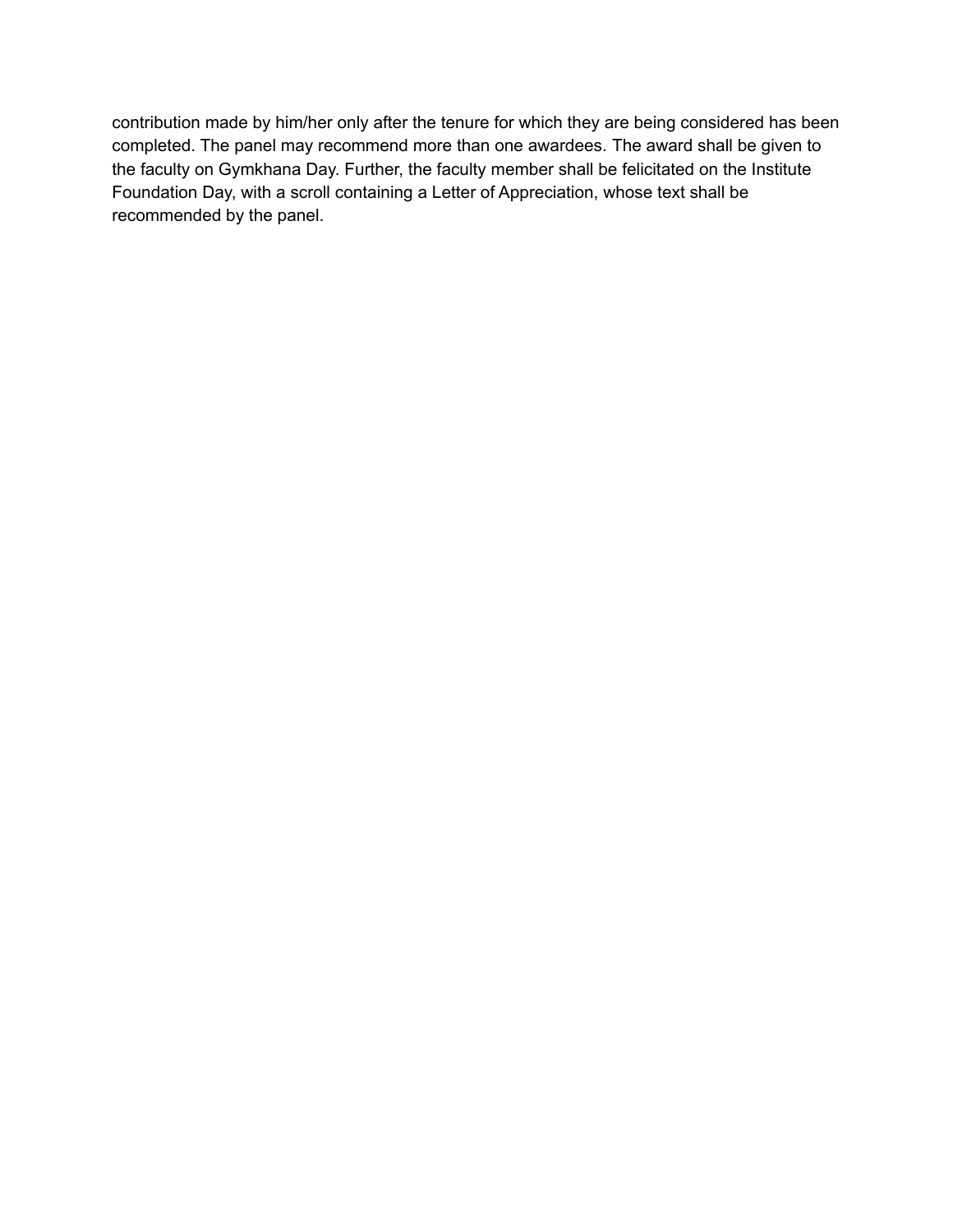contribution made by him/her only after the tenure for which they are being considered has been completed. The panel may recommend more than one awardees. The award shall be given to the faculty on Gymkhana Day. Further, the faculty member shall be felicitated on the Institute Foundation Day, with a scroll containing a Letter of Appreciation, whose text shall be recommended by the panel.